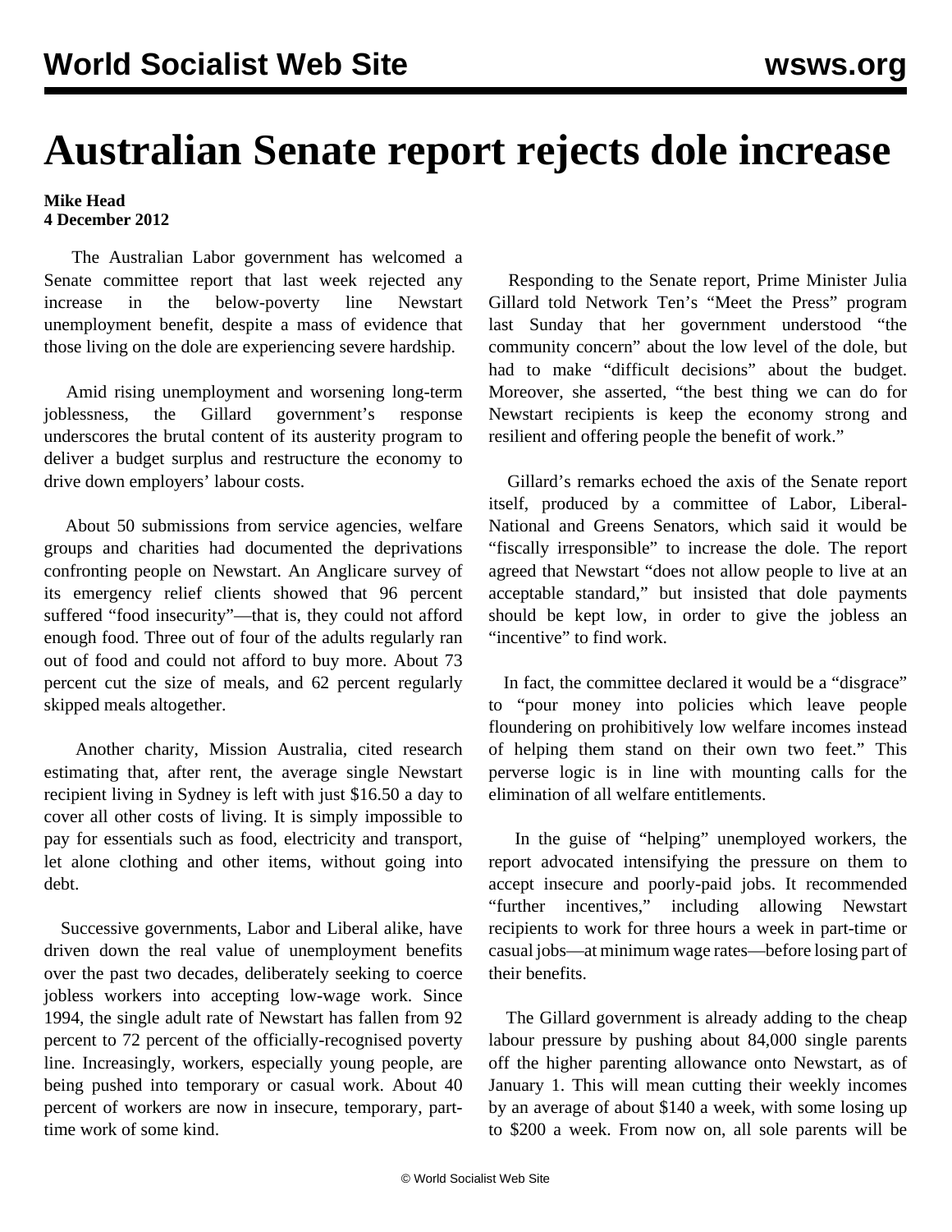# Australian Senate report rejects dole increase

**Mike Head**
**4 December 2012**

The Australian Labor government has welcomed a Senate committee report that last week rejected any increase in the below-poverty line Newstart unemployment benefit, despite a mass of evidence that those living on the dole are experiencing severe hardship.

Amid rising unemployment and worsening long-term joblessness, the Gillard government's response underscores the brutal content of its austerity program to deliver a budget surplus and restructure the economy to drive down employers' labour costs.

About 50 submissions from service agencies, welfare groups and charities had documented the deprivations confronting people on Newstart. An Anglicare survey of its emergency relief clients showed that 96 percent suffered "food insecurity"—that is, they could not afford enough food. Three out of four of the adults regularly ran out of food and could not afford to buy more. About 73 percent cut the size of meals, and 62 percent regularly skipped meals altogether.

Another charity, Mission Australia, cited research estimating that, after rent, the average single Newstart recipient living in Sydney is left with just $16.50 a day to cover all other costs of living. It is simply impossible to pay for essentials such as food, electricity and transport, let alone clothing and other items, without going into debt.

Successive governments, Labor and Liberal alike, have driven down the real value of unemployment benefits over the past two decades, deliberately seeking to coerce jobless workers into accepting low-wage work. Since 1994, the single adult rate of Newstart has fallen from 92 percent to 72 percent of the officially-recognised poverty line. Increasingly, workers, especially young people, are being pushed into temporary or casual work. About 40 percent of workers are now in insecure, temporary, part-time work of some kind.

Responding to the Senate report, Prime Minister Julia Gillard told Network Ten's "Meet the Press" program last Sunday that her government understood "the community concern" about the low level of the dole, but had to make "difficult decisions" about the budget. Moreover, she asserted, "the best thing we can do for Newstart recipients is keep the economy strong and resilient and offering people the benefit of work."

Gillard's remarks echoed the axis of the Senate report itself, produced by a committee of Labor, Liberal-National and Greens Senators, which said it would be "fiscally irresponsible" to increase the dole. The report agreed that Newstart "does not allow people to live at an acceptable standard," but insisted that dole payments should be kept low, in order to give the jobless an "incentive" to find work.

In fact, the committee declared it would be a "disgrace" to "pour money into policies which leave people floundering on prohibitively low welfare incomes instead of helping them stand on their own two feet." This perverse logic is in line with mounting calls for the elimination of all welfare entitlements.

In the guise of "helping" unemployed workers, the report advocated intensifying the pressure on them to accept insecure and poorly-paid jobs. It recommended "further incentives," including allowing Newstart recipients to work for three hours a week in part-time or casual jobs—at minimum wage rates—before losing part of their benefits.

The Gillard government is already adding to the cheap labour pressure by pushing about 84,000 single parents off the higher parenting allowance onto Newstart, as of January 1. This will mean cutting their weekly incomes by an average of about $140 a week, with some losing up to $200 a week. From now on, all sole parents will be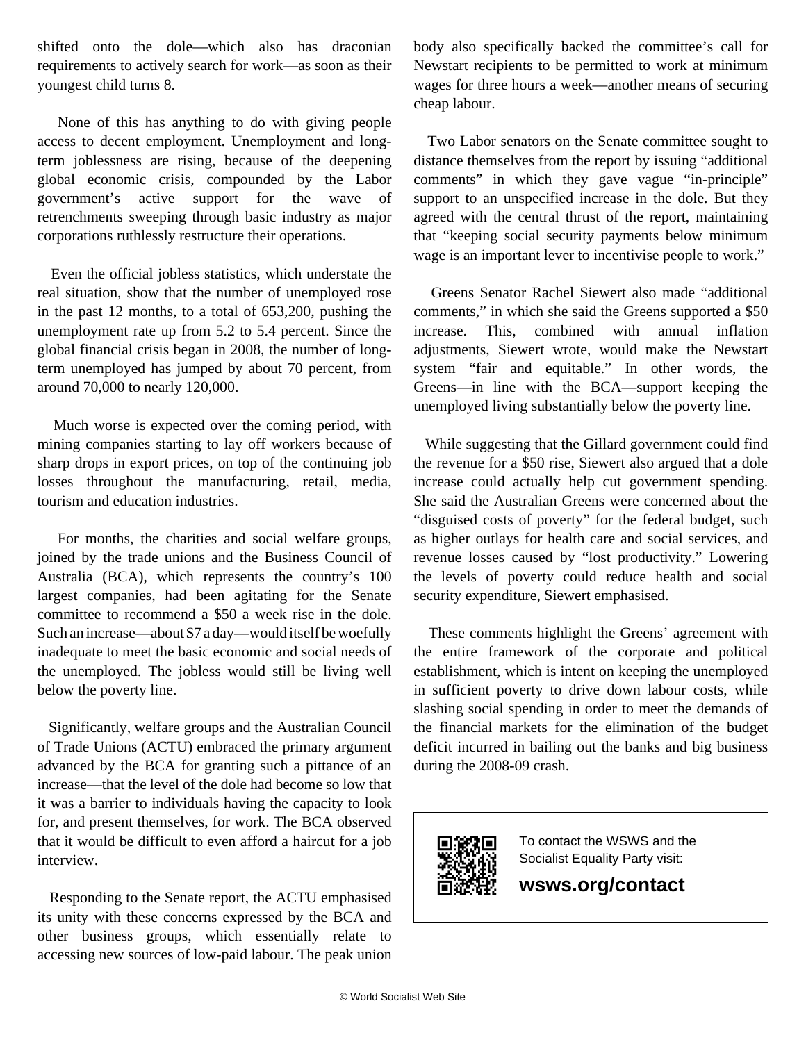shifted onto the dole—which also has draconian requirements to actively search for work—as soon as their youngest child turns 8.

None of this has anything to do with giving people access to decent employment. Unemployment and long-term joblessness are rising, because of the deepening global economic crisis, compounded by the Labor government's active support for the wave of retrenchments sweeping through basic industry as major corporations ruthlessly restructure their operations.

Even the official jobless statistics, which understate the real situation, show that the number of unemployed rose in the past 12 months, to a total of 653,200, pushing the unemployment rate up from 5.2 to 5.4 percent. Since the global financial crisis began in 2008, the number of long-term unemployed has jumped by about 70 percent, from around 70,000 to nearly 120,000.

Much worse is expected over the coming period, with mining companies starting to lay off workers because of sharp drops in export prices, on top of the continuing job losses throughout the manufacturing, retail, media, tourism and education industries.

For months, the charities and social welfare groups, joined by the trade unions and the Business Council of Australia (BCA), which represents the country's 100 largest companies, had been agitating for the Senate committee to recommend a $50 a week rise in the dole. Such an increase—about $7 a day—would itself be woefully inadequate to meet the basic economic and social needs of the unemployed. The jobless would still be living well below the poverty line.

Significantly, welfare groups and the Australian Council of Trade Unions (ACTU) embraced the primary argument advanced by the BCA for granting such a pittance of an increase—that the level of the dole had become so low that it was a barrier to individuals having the capacity to look for, and present themselves, for work. The BCA observed that it would be difficult to even afford a haircut for a job interview.

Responding to the Senate report, the ACTU emphasised its unity with these concerns expressed by the BCA and other business groups, which essentially relate to accessing new sources of low-paid labour. The peak union body also specifically backed the committee's call for Newstart recipients to be permitted to work at minimum wages for three hours a week—another means of securing cheap labour.

Two Labor senators on the Senate committee sought to distance themselves from the report by issuing "additional comments" in which they gave vague "in-principle" support to an unspecified increase in the dole. But they agreed with the central thrust of the report, maintaining that "keeping social security payments below minimum wage is an important lever to incentivise people to work."

Greens Senator Rachel Siewert also made "additional comments," in which she said the Greens supported a $50 increase. This, combined with annual inflation adjustments, Siewert wrote, would make the Newstart system "fair and equitable." In other words, the Greens—in line with the BCA—support keeping the unemployed living substantially below the poverty line.

While suggesting that the Gillard government could find the revenue for a $50 rise, Siewert also argued that a dole increase could actually help cut government spending. She said the Australian Greens were concerned about the "disguised costs of poverty" for the federal budget, such as higher outlays for health care and social services, and revenue losses caused by "lost productivity." Lowering the levels of poverty could reduce health and social security expenditure, Siewert emphasised.

These comments highlight the Greens' agreement with the entire framework of the corporate and political establishment, which is intent on keeping the unemployed in sufficient poverty to drive down labour costs, while slashing social spending in order to meet the demands of the financial markets for the elimination of the budget deficit incurred in bailing out the banks and big business during the 2008-09 crash.

To contact the WSWS and the Socialist Equality Party visit:

**wsws.org/contact**